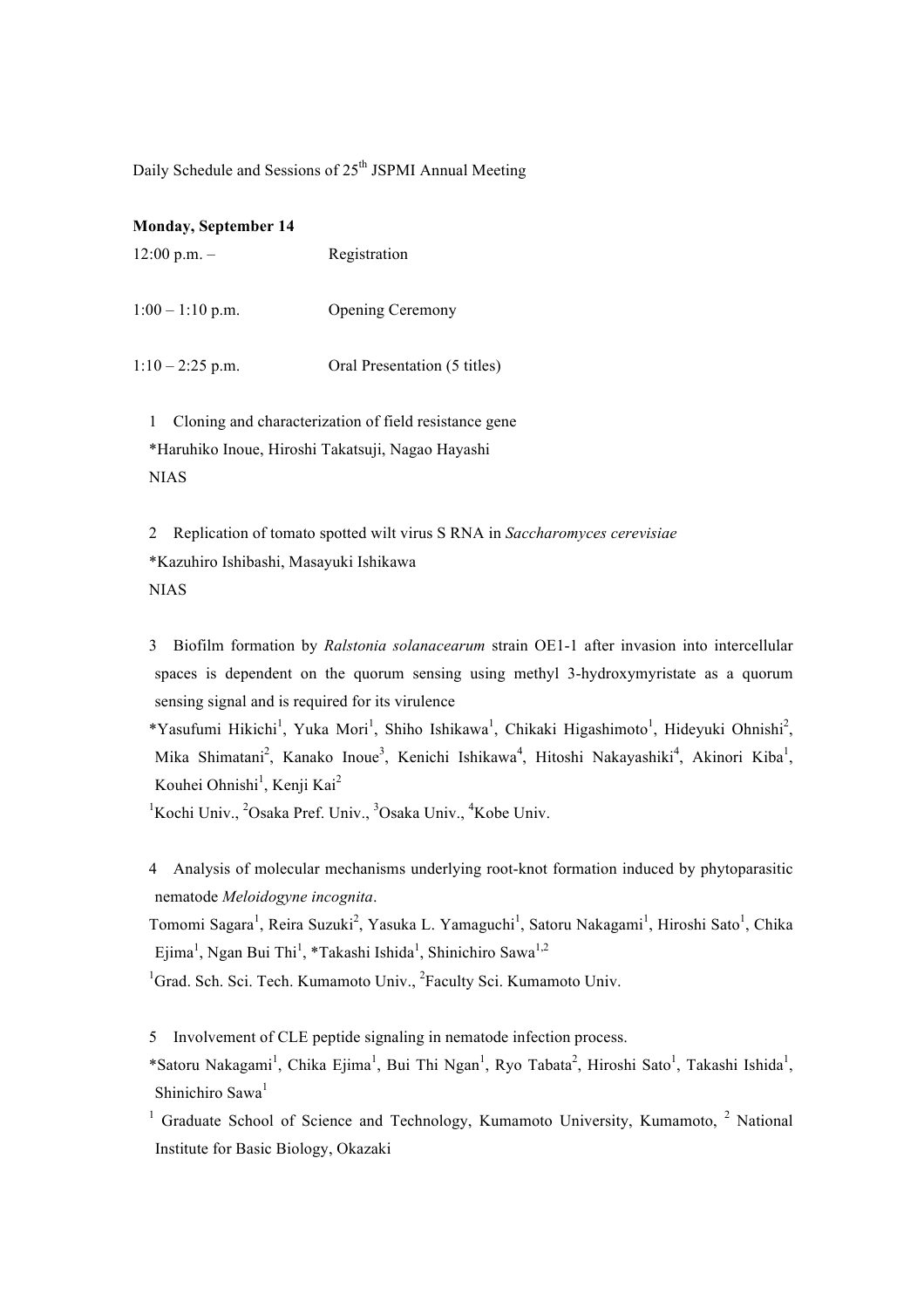Daily Schedule and Sessions of 25th JSPMI Annual Meeting

**Monday, September 14**

12:00 p.m. – Registration

1:00 – 1:10 p.m. Opening Ceremony

1:10 – 2:25 p.m. Oral Presentation (5 titles)

1 Cloning and characterization of field resistance gene
*Haruhiko Inoue, Hiroshi Takatsuji, Nagao Hayashi
NIAS

2 Replication of tomato spotted wilt virus S RNA in *Saccharomyces cerevisiae*
*Kazuhiro Ishibashi, Masayuki Ishikawa
NIAS

3 Biofilm formation by *Ralstonia solanacearum* strain OE1-1 after invasion into intercellular spaces is dependent on the quorum sensing using methyl 3-hydroxymyristate as a quorum sensing signal and is required for its virulence
*Yasufumi Hikichi[1], Yuka Mori[1], Shiho Ishikawa[1], Chikaki Higashimoto[1], Hideyuki Ohnishi[2], Mika Shimatani[2], Kanako Inoue[3], Kenichi Ishikawa[4], Hitoshi Nakayashiki[4], Akinori Kiba[1], Kouhei Ohnishi[1], Kenji Kai[2]
[1]Kochi Univ., [2]Osaka Pref. Univ., [3]Osaka Univ., [4]Kobe Univ.

4 Analysis of molecular mechanisms underlying root-knot formation induced by phytoparasitic nematode *Meloidogyne incognita*.
Tomomi Sagara[1], Reira Suzuki[2], Yasuka L. Yamaguchi[1], Satoru Nakagami[1], Hiroshi Sato[1], Chika Ejima[1], Ngan Bui Thi[1], *Takashi Ishida[1], Shinichiro Sawa[1,2]
[1]Grad. Sch. Sci. Tech. Kumamoto Univ., [2]Faculty Sci. Kumamoto Univ.

5 Involvement of CLE peptide signaling in nematode infection process.
*Satoru Nakagami[1], Chika Ejima[1], Bui Thi Ngan[1], Ryo Tabata[2], Hiroshi Sato[1], Takashi Ishida[1], Shinichiro Sawa[1]
[1] Graduate School of Science and Technology, Kumamoto University, Kumamoto, [2] National Institute for Basic Biology, Okazaki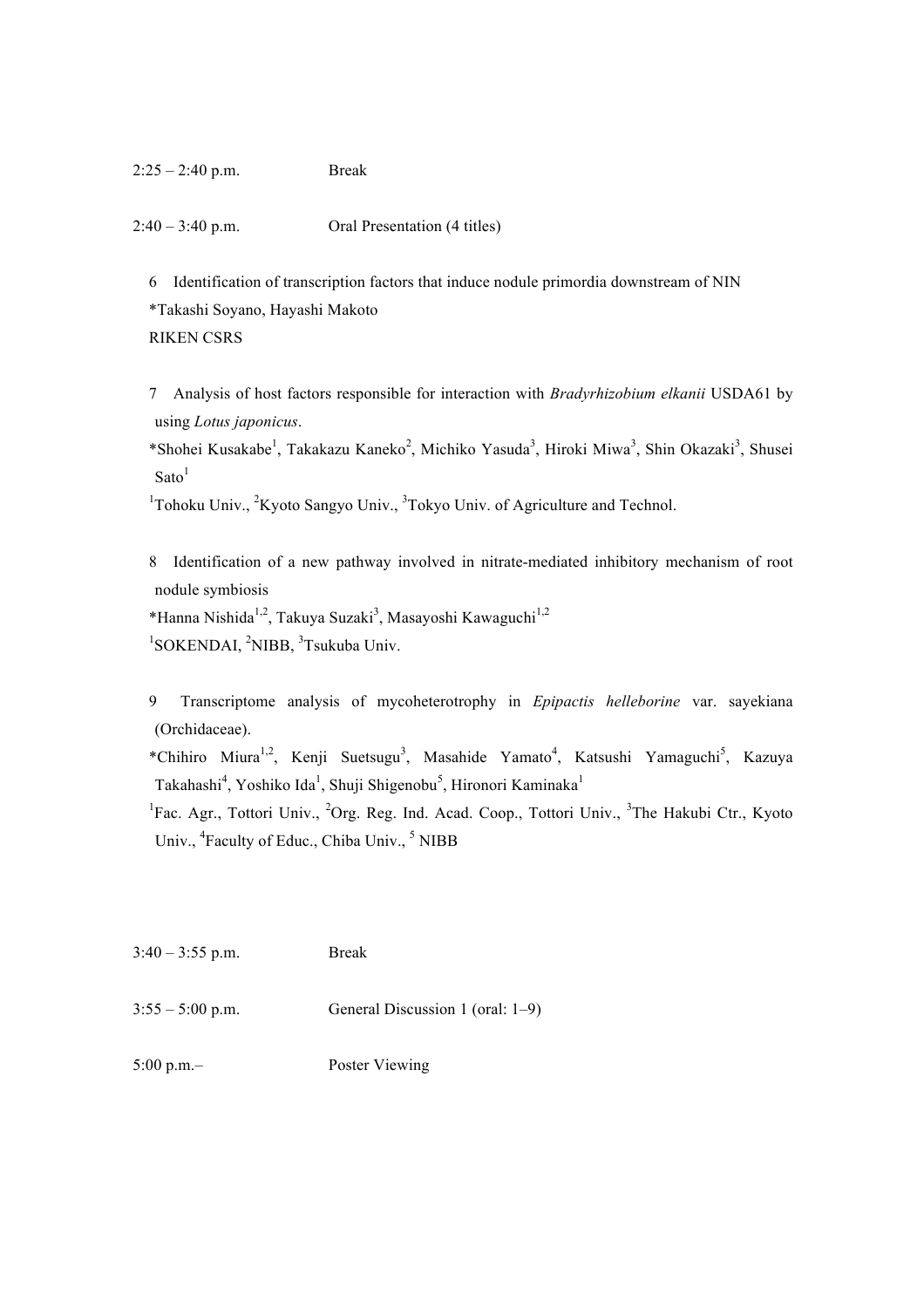2:25 – 2:40 p.m. Break

2:40 – 3:40 p.m. Oral Presentation (4 titles)

6 Identification of transcription factors that induce nodule primordia downstream of NIN
*Takashi Soyano, Hayashi Makoto
RIKEN CSRS

7 Analysis of host factors responsible for interaction with *Bradyrhizobium elkanii* USDA61 by using *Lotus japonicus*.
*Shohei Kusakabe[1], Takakazu Kaneko[2], Michiko Yasuda[3], Hiroki Miwa[3], Shin Okazaki[3], Shusei Sato[1]
[1]Tohoku Univ., [2]Kyoto Sangyo Univ., [3]Tokyo Univ. of Agriculture and Technol.

8 Identification of a new pathway involved in nitrate-mediated inhibitory mechanism of root nodule symbiosis
*Hanna Nishida[1,2], Takuya Suzaki[3], Masayoshi Kawaguchi[1,2]
[1]SOKENDAI, [2]NIBB, [3]Tsukuba Univ.

9 Transcriptome analysis of mycoheterotrophy in *Epipactis helleborine* var. sayekiana (Orchidaceae).
*Chihiro Miura[1,2], Kenji Suetsugu[3], Masahide Yamato[4], Katsushi Yamaguchi[5], Kazuya Takahashi[4], Yoshiko Ida[1], Shuji Shigenobu[5], Hironori Kaminaka[1]
[1]Fac. Agr., Tottori Univ., [2]Org. Reg. Ind. Acad. Coop., Tottori Univ., [3]The Hakubi Ctr., Kyoto Univ., [4]Faculty of Educ., Chiba Univ., [5] NIBB

3:40 – 3:55 p.m. Break

3:55 – 5:00 p.m. General Discussion 1 (oral: 1–9)

5:00 p.m.– Poster Viewing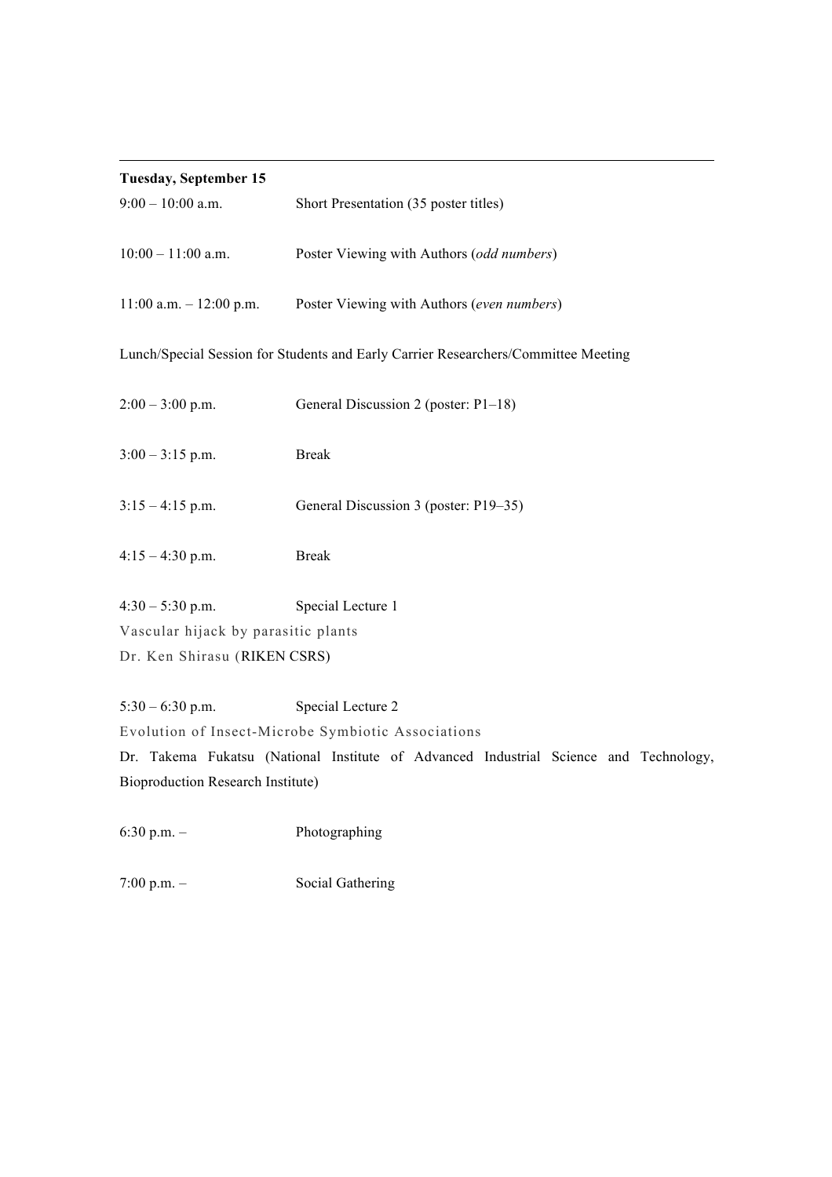**Tuesday, September 15**

9:00 – 10:00 a.m.  Short Presentation (35 poster titles)

10:00 – 11:00 a.m.  Poster Viewing with Authors (*odd numbers*)

11:00 a.m. – 12:00 p.m.  Poster Viewing with Authors (*even numbers*)

Lunch/Special Session for Students and Early Carrier Researchers/Committee Meeting

2:00 – 3:00 p.m.  General Discussion 2 (poster: P1–18)

3:00 – 3:15 p.m.  Break

3:15 – 4:15 p.m.  General Discussion 3 (poster: P19–35)

4:15 – 4:30 p.m.  Break

4:30 – 5:30 p.m.  Special Lecture 1

Vascular hijack by parasitic plants

Dr. Ken Shirasu (RIKEN CSRS)

5:30 – 6:30 p.m.  Special Lecture 2

Evolution of Insect-Microbe Symbiotic Associations

Dr. Takema Fukatsu (National Institute of Advanced Industrial Science and Technology, Bioproduction Research Institute)

6:30 p.m. –  Photographing

7:00 p.m. –  Social Gathering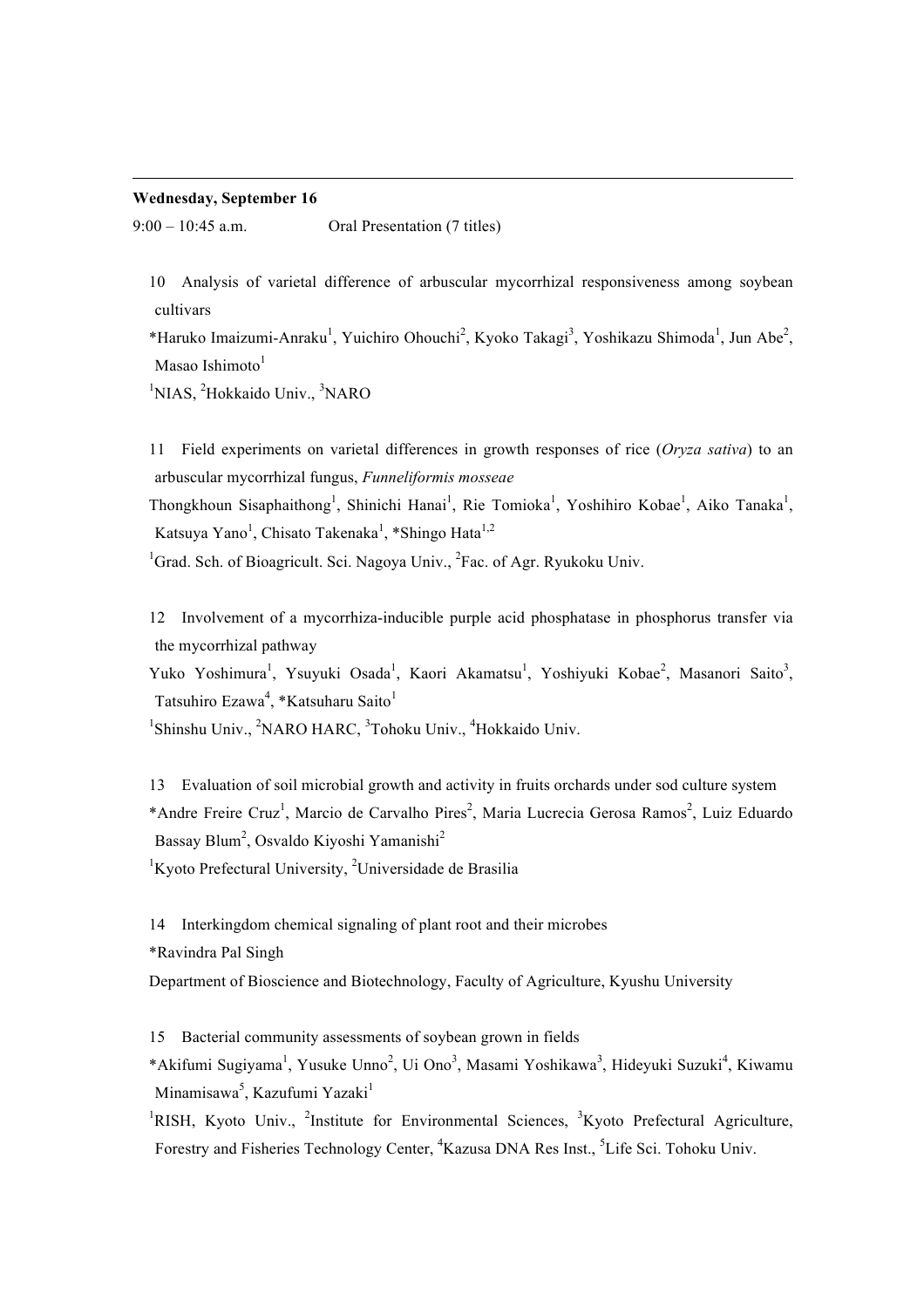**Wednesday, September 16**

9:00 – 10:45 a.m. Oral Presentation (7 titles)

10 Analysis of varietal difference of arbuscular mycorrhizal responsiveness among soybean cultivars

*Haruko Imaizumi-Anraku[1], Yuichiro Ohouchi[2], Kyoko Takagi[3], Yoshikazu Shimoda[1], Jun Abe[2], Masao Ishimoto[1]

[1]NIAS, [2]Hokkaido Univ., [3]NARO

11 Field experiments on varietal differences in growth responses of rice (*Oryza sativa*) to an arbuscular mycorrhizal fungus, *Funneliformis mosseae*

Thongkhoun Sisaphaithong[1], Shinichi Hanai[1], Rie Tomioka[1], Yoshihiro Kobae[1], Aiko Tanaka[1], Katsuya Yano[1], Chisato Takenaka[1], *Shingo Hata[1,2]

[1]Grad. Sch. of Bioagricult. Sci. Nagoya Univ., [2]Fac. of Agr. Ryukoku Univ.

12 Involvement of a mycorrhiza-inducible purple acid phosphatase in phosphorus transfer via the mycorrhizal pathway

Yuko Yoshimura[1], Ysuyuki Osada[1], Kaori Akamatsu[1], Yoshiyuki Kobae[2], Masanori Saito[3], Tatsuhiro Ezawa[4], *Katsuharu Saito[1]

[1]Shinshu Univ., [2]NARO HARC, [3]Tohoku Univ., [4]Hokkaido Univ.

13 Evaluation of soil microbial growth and activity in fruits orchards under sod culture system

*Andre Freire Cruz[1], Marcio de Carvalho Pires[2], Maria Lucrecia Gerosa Ramos[2], Luiz Eduardo Bassay Blum[2], Osvaldo Kiyoshi Yamanishi[2]

[1]Kyoto Prefectural University, [2]Universidade de Brasilia

14 Interkingdom chemical signaling of plant root and their microbes

*Ravindra Pal Singh

Department of Bioscience and Biotechnology, Faculty of Agriculture, Kyushu University

15 Bacterial community assessments of soybean grown in fields

*Akifumi Sugiyama[1], Yusuke Unno[2], Ui Ono[3], Masami Yoshikawa[3], Hideyuki Suzuki[4], Kiwamu Minamisawa[5], Kazufumi Yazaki[1]

[1]RISH, Kyoto Univ., [2]Institute for Environmental Sciences, [3]Kyoto Prefectural Agriculture, Forestry and Fisheries Technology Center, [4]Kazusa DNA Res Inst., [5]Life Sci. Tohoku Univ.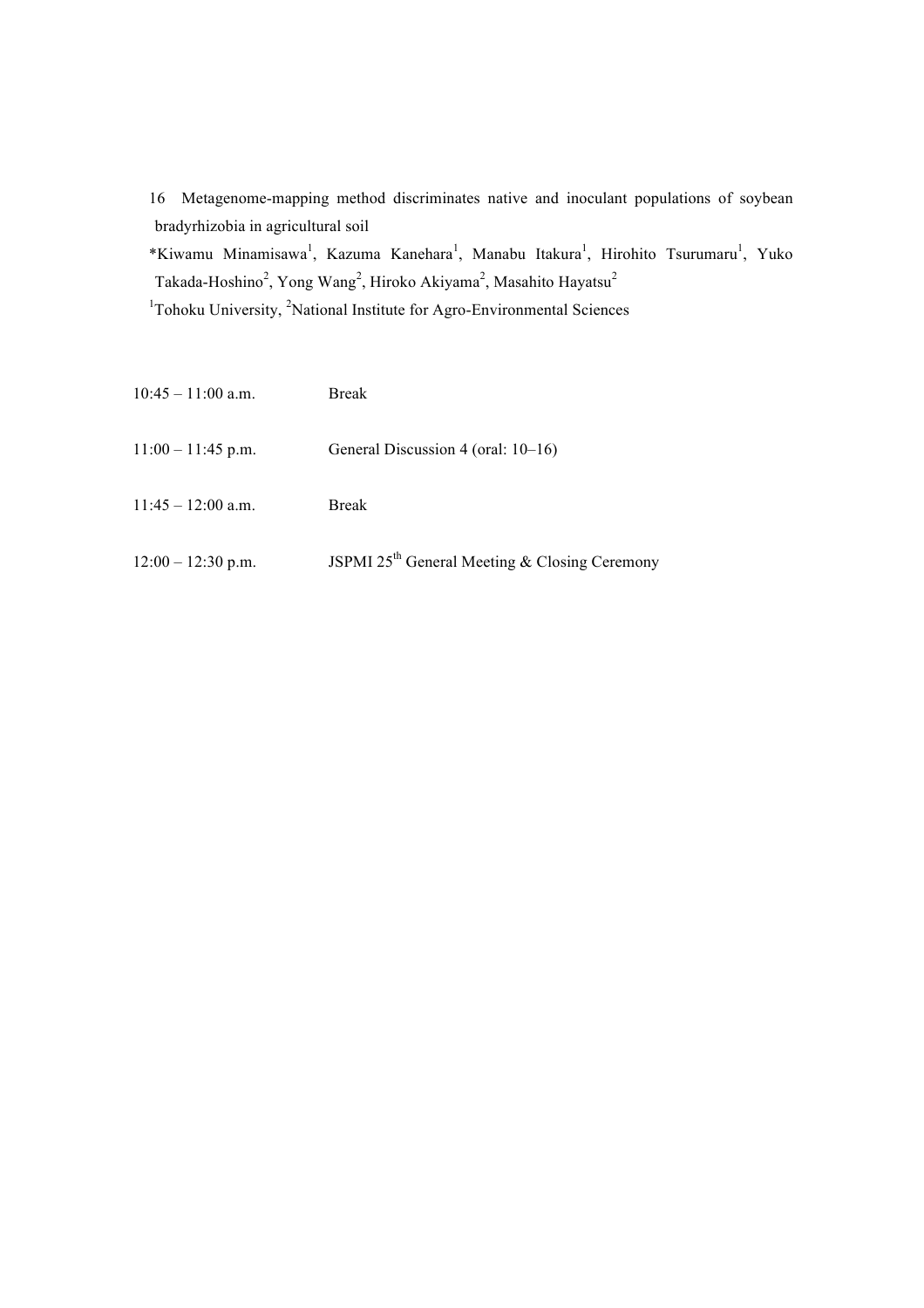16 Metagenome-mapping method discriminates native and inoculant populations of soybean bradyrhizobia in agricultural soil

*Kiwamu Minamisawa[1], Kazuma Kanehara[1], Manabu Itakura[1], Hirohito Tsurumaru[1], Yuko Takada-Hoshino[2], Yong Wang[2], Hiroko Akiyama[2], Masahito Hayatsu[2]

[1]Tohoku University, [2]National Institute for Agro-Environmental Sciences

| | |
|---|---|
| 10:45 – 11:00 a.m. | Break |
| 11:00 – 11:45 p.m. | General Discussion 4 (oral: 10–16) |
| 11:45 – 12:00 a.m. | Break |
| 12:00 – 12:30 p.m. | JSPMI 25th General Meeting & Closing Ceremony |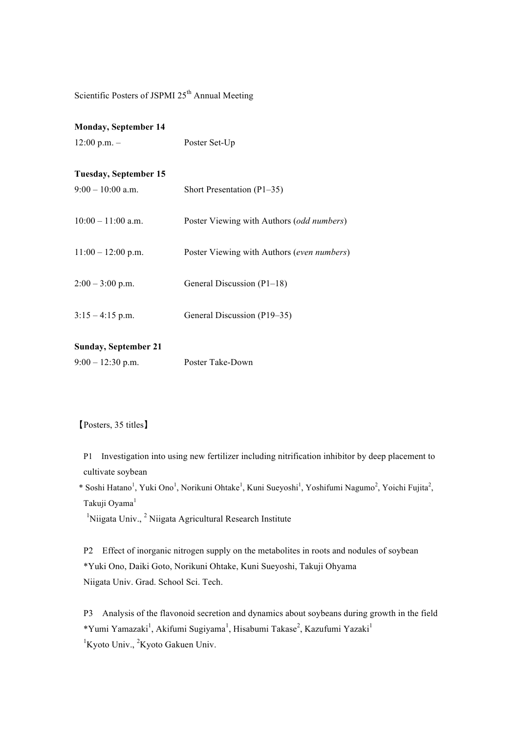Scientific Posters of JSPMI 25th Annual Meeting

**Monday, September 14**

12:00 p.m. – Poster Set-Up

**Tuesday, September 15**

9:00 – 10:00 a.m. Short Presentation (P1–35)

10:00 – 11:00 a.m. Poster Viewing with Authors (*odd numbers*)

11:00 – 12:00 p.m. Poster Viewing with Authors (*even numbers*)

2:00 – 3:00 p.m. General Discussion (P1–18)

3:15 – 4:15 p.m. General Discussion (P19–35)

**Sunday, September 21**

9:00 – 12:30 p.m. Poster Take-Down

【Posters, 35 titles】

P1 Investigation into using new fertilizer including nitrification inhibitor by deep placement to cultivate soybean
* Soshi Hatano[1], Yuki Ono[1], Norikuni Ohtake[1], Kuni Sueyoshi[1], Yoshifumi Nagumo[2], Yoichi Fujita[2], Takuji Oyama[1]
[1]Niigata Univ., [2] Niigata Agricultural Research Institute

P2 Effect of inorganic nitrogen supply on the metabolites in roots and nodules of soybean
*Yuki Ono, Daiki Goto, Norikuni Ohtake, Kuni Sueyoshi, Takuji Ohyama
Niigata Univ. Grad. School Sci. Tech.

P3 Analysis of the flavonoid secretion and dynamics about soybeans during growth in the field
*Yumi Yamazaki[1], Akifumi Sugiyama[1], Hisabumi Takase[2], Kazufumi Yazaki[1]
[1]Kyoto Univ., [2]Kyoto Gakuen Univ.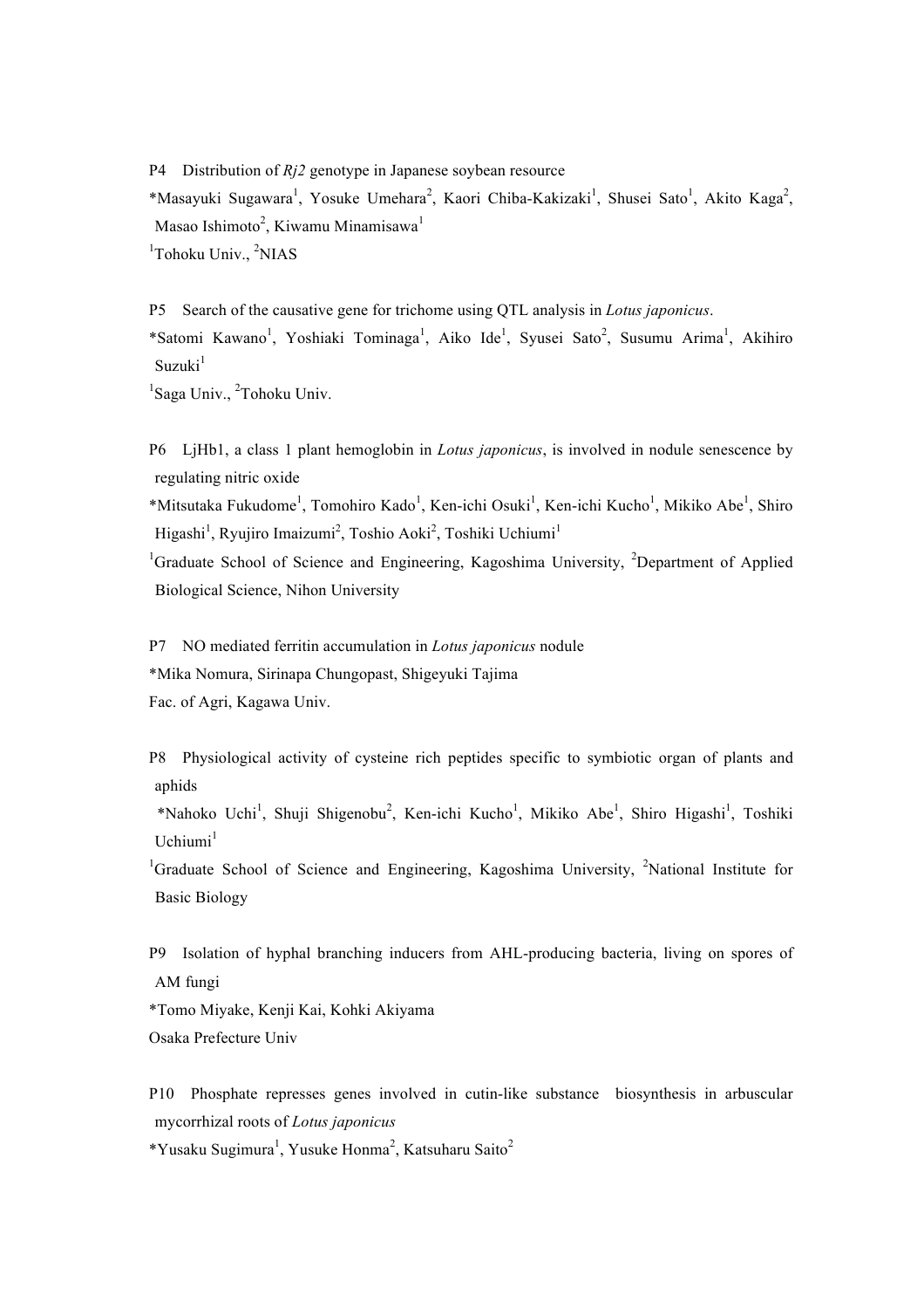P4 Distribution of *Rj2* genotype in Japanese soybean resource

*Masayuki Sugawara[1], Yosuke Umehara[2], Kaori Chiba-Kakizaki[1], Shusei Sato[1], Akito Kaga[2], Masao Ishimoto[2], Kiwamu Minamisawa[1]

[1]Tohoku Univ., [2]NIAS

P5 Search of the causative gene for trichome using QTL analysis in *Lotus japonicus*.

*Satomi Kawano[1], Yoshiaki Tominaga[1], Aiko Ide[1], Syusei Sato[2], Susumu Arima[1], Akihiro Suzuki[1]

[1]Saga Univ., [2]Tohoku Univ.

P6 LjHb1, a class 1 plant hemoglobin in *Lotus japonicus*, is involved in nodule senescence by regulating nitric oxide

*Mitsutaka Fukudome[1], Tomohiro Kado[1], Ken-ichi Osuki[1], Ken-ichi Kucho[1], Mikiko Abe[1], Shiro Higashi[1], Ryujiro Imaizumi[2], Toshio Aoki[2], Toshiki Uchiumi[1]

[1]Graduate School of Science and Engineering, Kagoshima University, [2]Department of Applied Biological Science, Nihon University

P7 NO mediated ferritin accumulation in *Lotus japonicus* nodule

*Mika Nomura, Sirinapa Chungopast, Shigeyuki Tajima

Fac. of Agri, Kagawa Univ.

P8 Physiological activity of cysteine rich peptides specific to symbiotic organ of plants and aphids

*Nahoko Uchi[1], Shuji Shigenobu[2], Ken-ichi Kucho[1], Mikiko Abe[1], Shiro Higashi[1], Toshiki Uchiumi[1]

[1]Graduate School of Science and Engineering, Kagoshima University, [2]National Institute for Basic Biology

P9 Isolation of hyphal branching inducers from AHL-producing bacteria, living on spores of AM fungi

*Tomo Miyake, Kenji Kai, Kohki Akiyama

Osaka Prefecture Univ

P10 Phosphate represses genes involved in cutin-like substance biosynthesis in arbuscular mycorrhizal roots of *Lotus japonicus*

*Yusaku Sugimura[1], Yusuke Honma[2], Katsuharu Saito[2]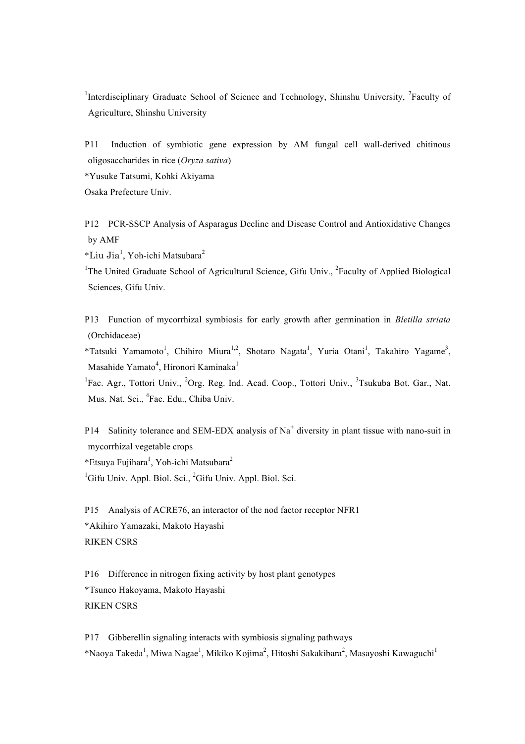[1]Interdisciplinary Graduate School of Science and Technology, Shinshu University, [2]Faculty of Agriculture, Shinshu University

P11 Induction of symbiotic gene expression by AM fungal cell wall-derived chitinous oligosaccharides in rice (*Oryza sativa*)
*Yusuke Tatsumi, Kohki Akiyama
Osaka Prefecture Univ.

P12 PCR-SSCP Analysis of Asparagus Decline and Disease Control and Antioxidative Changes by AMF
*Liu Jia[1], Yoh-ichi Matsubara[2]
[1]The United Graduate School of Agricultural Science, Gifu Univ., [2]Faculty of Applied Biological Sciences, Gifu Univ.

P13 Function of mycorrhizal symbiosis for early growth after germination in *Bletilla striata* (Orchidaceae)
*Tatsuki Yamamoto[1], Chihiro Miura[1,2], Shotaro Nagata[1], Yuria Otani[1], Takahiro Yagame[3], Masahide Yamato[4], Hironori Kaminaka[1]
[1]Fac. Agr., Tottori Univ., [2]Org. Reg. Ind. Acad. Coop., Tottori Univ., [3]Tsukuba Bot. Gar., Nat. Mus. Nat. Sci., [4]Fac. Edu., Chiba Univ.

P14 Salinity tolerance and SEM-EDX analysis of $Na^+$ diversity in plant tissue with nano-suit in mycorrhizal vegetable crops
*Etsuya Fujihara[1], Yoh-ichi Matsubara[2]
[1]Gifu Univ. Appl. Biol. Sci., [2]Gifu Univ. Appl. Biol. Sci.

P15 Analysis of ACRE76, an interactor of the nod factor receptor NFR1
*Akihiro Yamazaki, Makoto Hayashi
RIKEN CSRS

P16 Difference in nitrogen fixing activity by host plant genotypes
*Tsuneo Hakoyama, Makoto Hayashi
RIKEN CSRS

P17 Gibberellin signaling interacts with symbiosis signaling pathways
*Naoya Takeda[1], Miwa Nagae[1], Mikiko Kojima[2], Hitoshi Sakakibara[2], Masayoshi Kawaguchi[1]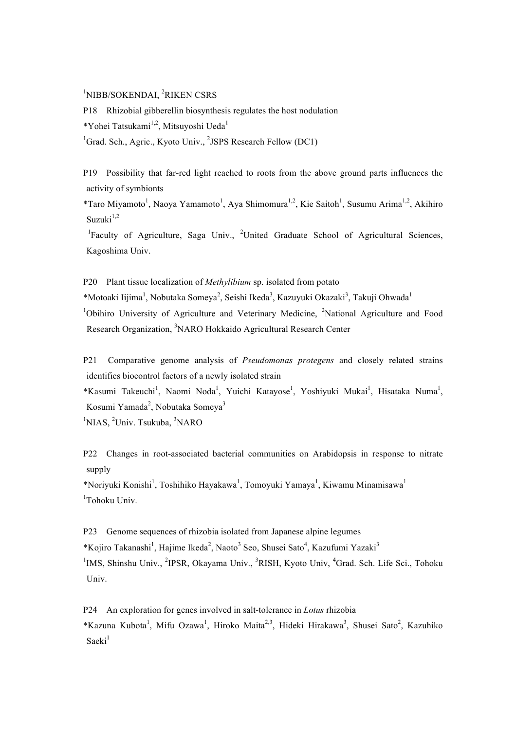[1]NIBB/SOKENDAI, [2]RIKEN CSRS

P18 Rhizobial gibberellin biosynthesis regulates the host nodulation

*Yohei Tatsukami[1,2], Mitsuyoshi Ueda[1]

[1]Grad. Sch., Agric., Kyoto Univ., [2]JSPS Research Fellow (DC1)

P19 Possibility that far-red light reached to roots from the above ground parts influences the activity of symbionts

*Taro Miyamoto[1], Naoya Yamamoto[1], Aya Shimomura[1,2], Kie Saitoh[1], Susumu Arima[1,2], Akihiro Suzuki[1,2]

[1]Faculty of Agriculture, Saga Univ., [2]United Graduate School of Agricultural Sciences, Kagoshima Univ.

P20 Plant tissue localization of *Methylibium* sp. isolated from potato

*Motoaki Iijima[1], Nobutaka Someya[2], Seishi Ikeda[3], Kazuyuki Okazaki[3], Takuji Ohwada[1]

[1]Obihiro University of Agriculture and Veterinary Medicine, [2]National Agriculture and Food Research Organization, [3]NARO Hokkaido Agricultural Research Center

P21 Comparative genome analysis of *Pseudomonas protegens* and closely related strains identifies biocontrol factors of a newly isolated strain

*Kasumi Takeuchi[1], Naomi Noda[1], Yuichi Katayose[1], Yoshiyuki Mukai[1], Hisataka Numa[1], Kosumi Yamada[2], Nobutaka Someya[3]

[1]NIAS, [2]Univ. Tsukuba, [3]NARO

P22 Changes in root-associated bacterial communities on Arabidopsis in response to nitrate supply

*Noriyuki Konishi[1], Toshihiko Hayakawa[1], Tomoyuki Yamaya[1], Kiwamu Minamisawa[1]

[1]Tohoku Univ.

P23 Genome sequences of rhizobia isolated from Japanese alpine legumes

*Kojiro Takanashi[1], Hajime Ikeda[2], Naoto[3] Seo, Shusei Sato[4], Kazufumi Yazaki[3]

[1]IMS, Shinshu Univ., [2]IPSR, Okayama Univ., [3]RISH, Kyoto Univ, [4]Grad. Sch. Life Sci., Tohoku Univ.

P24 An exploration for genes involved in salt-tolerance in *Lotus* rhizobia

*Kazuna Kubota[1], Mifu Ozawa[1], Hiroko Maita[2,3], Hideki Hirakawa[3], Shusei Sato[2], Kazuhiko Saeki[1]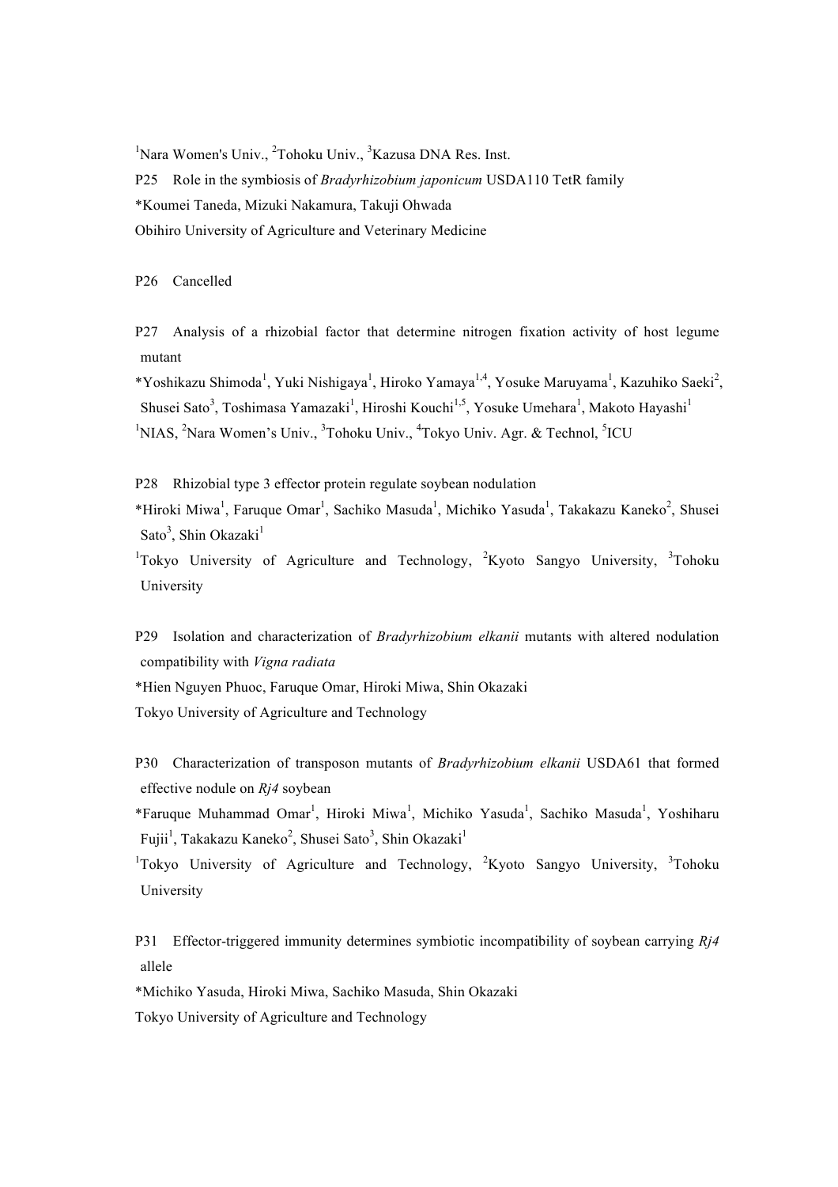[1]Nara Women's Univ., [2]Tohoku Univ., [3]Kazusa DNA Res. Inst.

P25　Role in the symbiosis of *Bradyrhizobium japonicum* USDA110 TetR family

*Koumei Taneda, Mizuki Nakamura, Takuji Ohwada

Obihiro University of Agriculture and Veterinary Medicine

P26　Cancelled

P27　Analysis of a rhizobial factor that determine nitrogen fixation activity of host legume mutant

*Yoshikazu Shimoda[1], Yuki Nishigaya[1], Hiroko Yamaya[1,4], Yosuke Maruyama[1], Kazuhiko Saeki[2], Shusei Sato[3], Toshimasa Yamazaki[1], Hiroshi Kouchi[1,5], Yosuke Umehara[1], Makoto Hayashi[1]

[1]NIAS, [2]Nara Women's Univ., [3]Tohoku Univ., [4]Tokyo Univ. Agr. & Technol, [5]ICU

P28　Rhizobial type 3 effector protein regulate soybean nodulation

*Hiroki Miwa[1], Faruque Omar[1], Sachiko Masuda[1], Michiko Yasuda[1], Takakazu Kaneko[2], Shusei Sato[3], Shin Okazaki[1]

[1]Tokyo University of Agriculture and Technology, [2]Kyoto Sangyo University, [3]Tohoku University

P29　Isolation and characterization of *Bradyrhizobium elkanii* mutants with altered nodulation compatibility with *Vigna radiata*

*Hien Nguyen Phuoc, Faruque Omar, Hiroki Miwa, Shin Okazaki

Tokyo University of Agriculture and Technology

P30　Characterization of transposon mutants of *Bradyrhizobium elkanii* USDA61 that formed effective nodule on *Rj4* soybean

*Faruque Muhammad Omar[1], Hiroki Miwa[1], Michiko Yasuda[1], Sachiko Masuda[1], Yoshiharu Fujii[1], Takakazu Kaneko[2], Shusei Sato[3], Shin Okazaki[1]

[1]Tokyo University of Agriculture and Technology, [2]Kyoto Sangyo University, [3]Tohoku University

P31　Effector-triggered immunity determines symbiotic incompatibility of soybean carrying *Rj4* allele

*Michiko Yasuda, Hiroki Miwa, Sachiko Masuda, Shin Okazaki

Tokyo University of Agriculture and Technology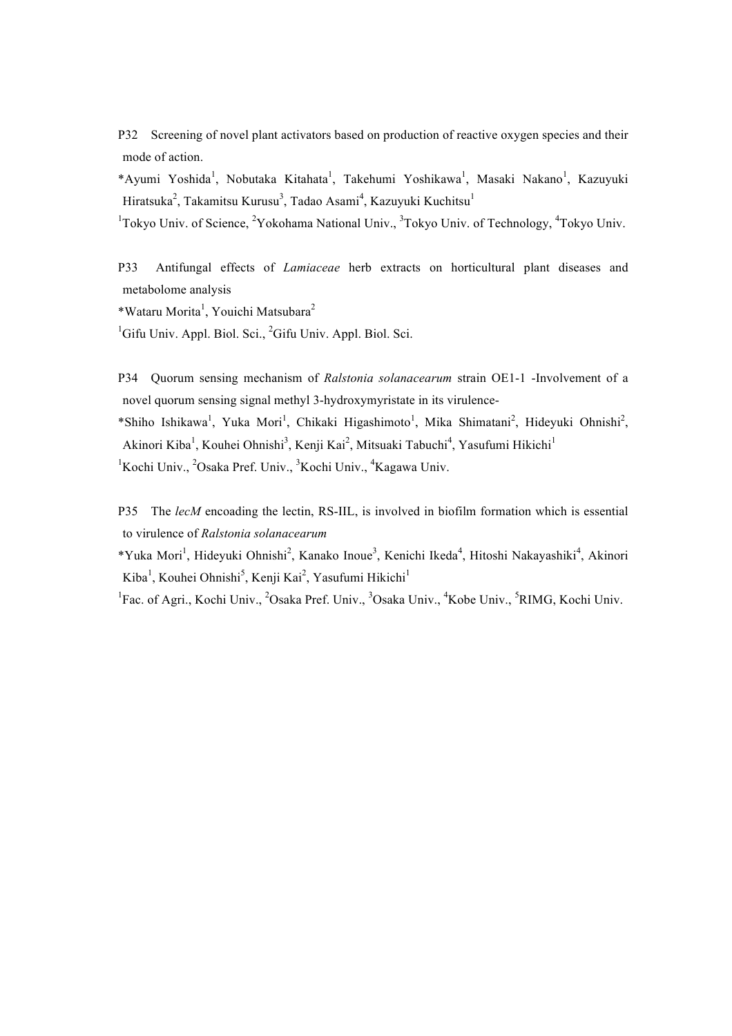P32 Screening of novel plant activators based on production of reactive oxygen species and their mode of action.

*Ayumi Yoshida[1], Nobutaka Kitahata[1], Takehumi Yoshikawa[1], Masaki Nakano[1], Kazuyuki Hiratsuka[2], Takamitsu Kurusu[3], Tadao Asami[4], Kazuyuki Kuchitsu[1]

[1]Tokyo Univ. of Science, [2]Yokohama National Univ., [3]Tokyo Univ. of Technology, [4]Tokyo Univ.

P33 Antifungal effects of *Lamiaceae* herb extracts on horticultural plant diseases and metabolome analysis

*Wataru Morita[1], Youichi Matsubara[2]

[1]Gifu Univ. Appl. Biol. Sci., [2]Gifu Univ. Appl. Biol. Sci.

P34 Quorum sensing mechanism of *Ralstonia solanacearum* strain OE1-1 -Involvement of a novel quorum sensing signal methyl 3-hydroxymyristate in its virulence-

*Shiho Ishikawa[1], Yuka Mori[1], Chikaki Higashimoto[1], Mika Shimatani[2], Hideyuki Ohnishi[2], Akinori Kiba[1], Kouhei Ohnishi[3], Kenji Kai[2], Mitsuaki Tabuchi[4], Yasufumi Hikichi[1]

[1]Kochi Univ., [2]Osaka Pref. Univ., [3]Kochi Univ., [4]Kagawa Univ.

P35 The *lecM* encoading the lectin, RS-IIL, is involved in biofilm formation which is essential to virulence of *Ralstonia solanacearum*

*Yuka Mori[1], Hideyuki Ohnishi[2], Kanako Inoue[3], Kenichi Ikeda[4], Hitoshi Nakayashiki[4], Akinori Kiba[1], Kouhei Ohnishi[5], Kenji Kai[2], Yasufumi Hikichi[1]

[1]Fac. of Agri., Kochi Univ., [2]Osaka Pref. Univ., [3]Osaka Univ., [4]Kobe Univ., [5]RIMG, Kochi Univ.